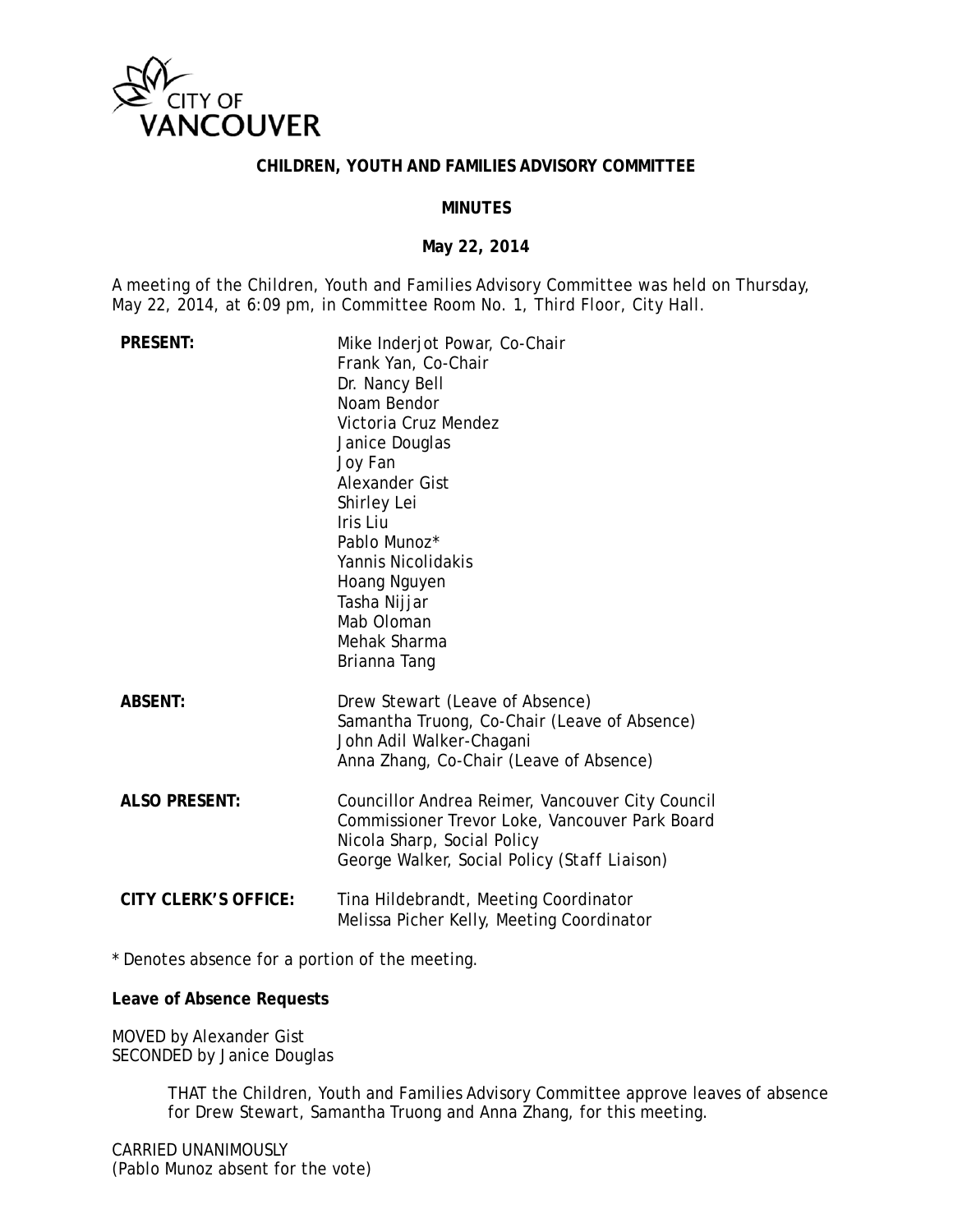CITY OF VANCOUVER

# CHILDREN, YOUTH AND FAMILIES ADVISORY COMMITTEE

## MINUTES

### May 22, 2014

A meeting of the Children, Youth and Families Advisory Committee was held on Thursday, May 22, 2014, at 6:09 pm, in Committee Room No. 1, Third Floor, City Hall.

| | |
|---|---|
| **PRESENT:** | Mike Inderjot Powar, Co-Chair<br>Frank Yan, Co-Chair<br>Dr. Nancy Bell<br>Noam Bendor<br>Victoria Cruz Mendez<br>Janice Douglas<br>Joy Fan<br>Alexander Gist<br>Shirley Lei<br>Iris Liu<br>Pablo Munoz*<br>Yannis Nicolidakis<br>Hoang Nguyen<br>Tasha Nijjar<br>Mab Oloman<br>Mehak Sharma<br>Brianna Tang |
| **ABSENT:** | Drew Stewart (Leave of Absence)<br>Samantha Truong, Co-Chair (Leave of Absence)<br>John Adil Walker-Chagani<br>Anna Zhang, Co-Chair (Leave of Absence) |
| **ALSO PRESENT:** | Councillor Andrea Reimer, Vancouver City Council<br>Commissioner Trevor Loke, Vancouver Park Board<br>Nicola Sharp, Social Policy<br>George Walker, Social Policy (Staff Liaison) |
| **CITY CLERK'S OFFICE:** | Tina Hildebrandt, Meeting Coordinator<br>Melissa Picher Kelly, Meeting Coordinator |

* Denotes absence for a portion of the meeting.

**Leave of Absence Requests**

MOVED by Alexander Gist
SECONDED by Janice Douglas

> THAT the Children, Youth and Families Advisory Committee approve leaves of absence for Drew Stewart, Samantha Truong and Anna Zhang, for this meeting.

CARRIED UNANIMOUSLY
(Pablo Munoz absent for the vote)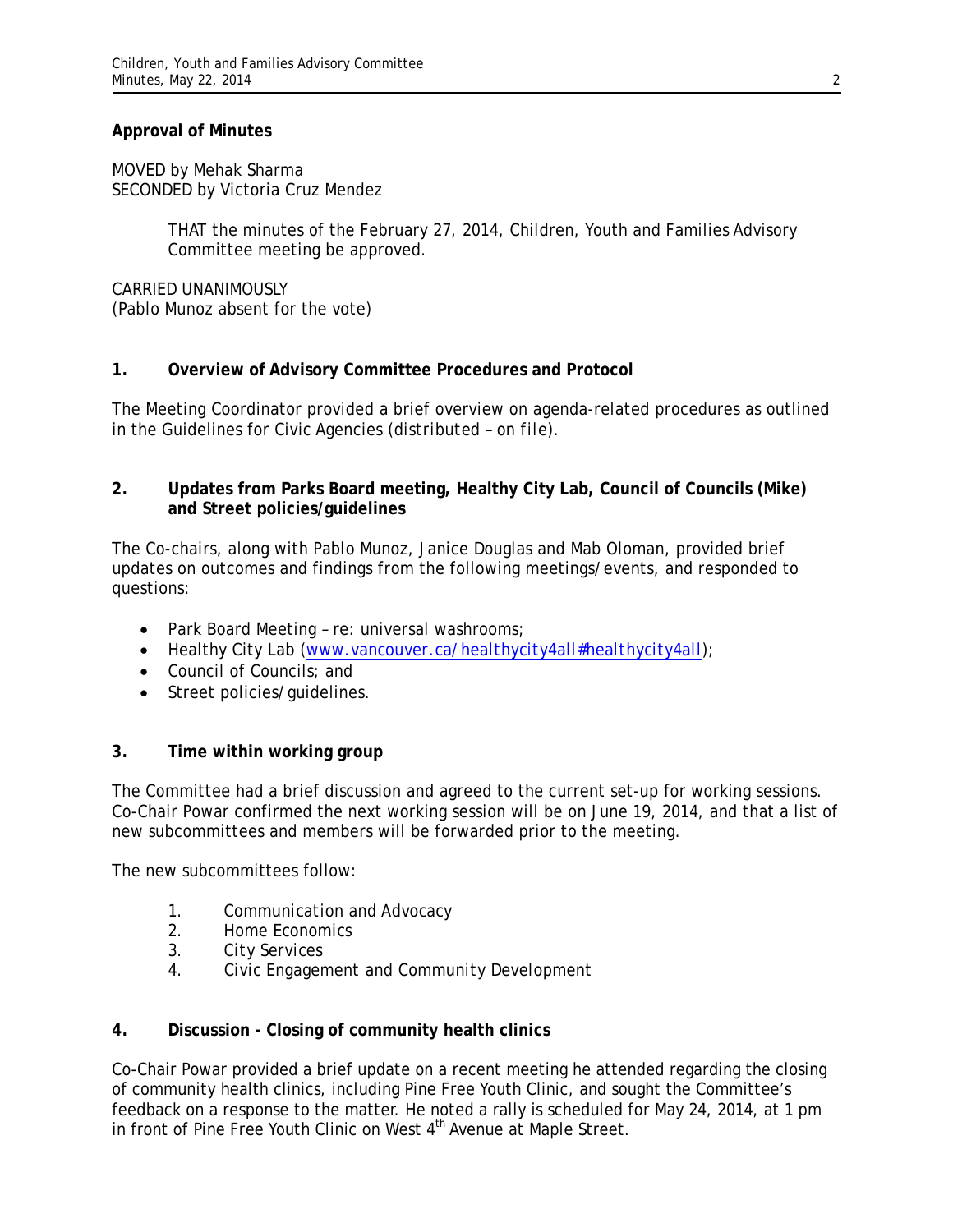**Approval of Minutes**

MOVED by Mehak Sharma
SECONDED by Victoria Cruz Mendez

> THAT the minutes of the February 27, 2014, Children, Youth and Families Advisory Committee meeting be approved.

CARRIED UNANIMOUSLY
(Pablo Munoz absent for the vote)

**1. Overview of Advisory Committee Procedures and Protocol**

The Meeting Coordinator provided a brief overview on agenda-related procedures as outlined in the Guidelines for Civic Agencies (distributed – on file).

**2. Updates from Parks Board meeting, Healthy City Lab, Council of Councils (Mike) and Street policies/guidelines**

The Co-chairs, along with Pablo Munoz, Janice Douglas and Mab Oloman, provided brief updates on outcomes and findings from the following meetings/events, and responded to questions:

- Park Board Meeting – re: universal washrooms;
- Healthy City Lab (www.vancouver.ca/healthycity4all#healthycity4all);
- Council of Councils; and
- Street policies/guidelines.

**3. Time within working group**

The Committee had a brief discussion and agreed to the current set-up for working sessions. Co-Chair Powar confirmed the next working session will be on June 19, 2014, and that a list of new subcommittees and members will be forwarded prior to the meeting.

The new subcommittees follow:

1. Communication and Advocacy
2. Home Economics
3. City Services
4. Civic Engagement and Community Development

**4. Discussion - Closing of community health clinics**

Co-Chair Powar provided a brief update on a recent meeting he attended regarding the closing of community health clinics, including Pine Free Youth Clinic, and sought the Committee's feedback on a response to the matter. He noted a rally is scheduled for May 24, 2014, at 1 pm in front of Pine Free Youth Clinic on West 4th Avenue at Maple Street.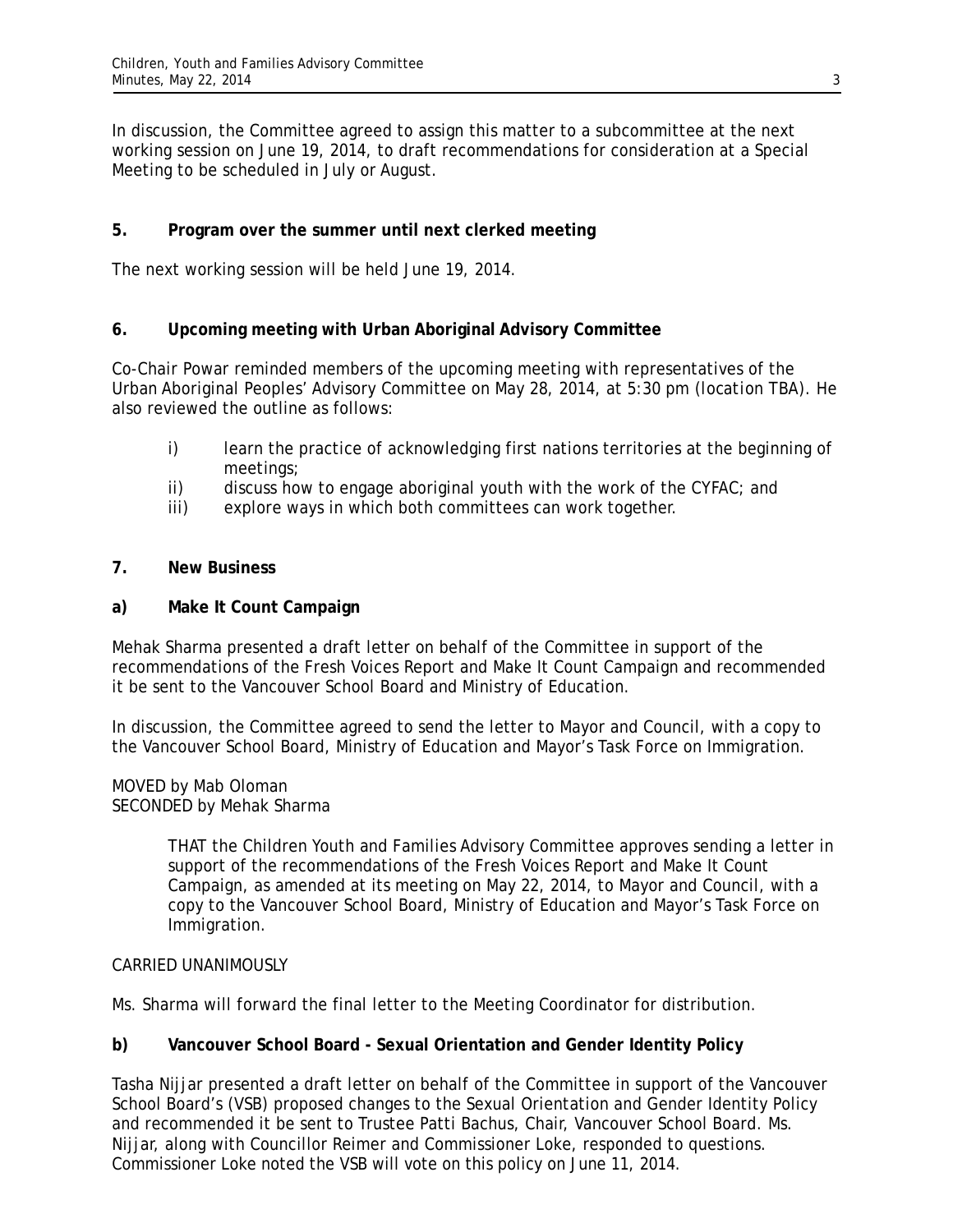In discussion, the Committee agreed to assign this matter to a subcommittee at the next working session on June 19, 2014, to draft recommendations for consideration at a Special Meeting to be scheduled in July or August.

**5. Program over the summer until next clerked meeting**

The next working session will be held June 19, 2014.

**6. Upcoming meeting with Urban Aboriginal Advisory Committee**

Co-Chair Powar reminded members of the upcoming meeting with representatives of the Urban Aboriginal Peoples' Advisory Committee on May 28, 2014, at 5:30 pm (location TBA). He also reviewed the outline as follows:

i) learn the practice of acknowledging first nations territories at the beginning of meetings;
ii) discuss how to engage aboriginal youth with the work of the CYFAC; and
iii) explore ways in which both committees can work together.

**7. New Business**

**a) Make It Count Campaign**

Mehak Sharma presented a draft letter on behalf of the Committee in support of the recommendations of the Fresh Voices Report and Make It Count Campaign and recommended it be sent to the Vancouver School Board and Ministry of Education.

In discussion, the Committee agreed to send the letter to Mayor and Council, with a copy to the Vancouver School Board, Ministry of Education and Mayor's Task Force on Immigration.

MOVED by Mab Oloman
SECONDED by Mehak Sharma

> THAT the Children Youth and Families Advisory Committee approves sending a letter in support of the recommendations of the Fresh Voices Report and Make It Count Campaign, as amended at its meeting on May 22, 2014, to Mayor and Council, with a copy to the Vancouver School Board, Ministry of Education and Mayor's Task Force on Immigration.

CARRIED UNANIMOUSLY

Ms. Sharma will forward the final letter to the Meeting Coordinator for distribution.

**b) Vancouver School Board - Sexual Orientation and Gender Identity Policy**

Tasha Nijjar presented a draft letter on behalf of the Committee in support of the Vancouver School Board's (VSB) proposed changes to the Sexual Orientation and Gender Identity Policy and recommended it be sent to Trustee Patti Bachus, Chair, Vancouver School Board. Ms. Nijjar, along with Councillor Reimer and Commissioner Loke, responded to questions. Commissioner Loke noted the VSB will vote on this policy on June 11, 2014.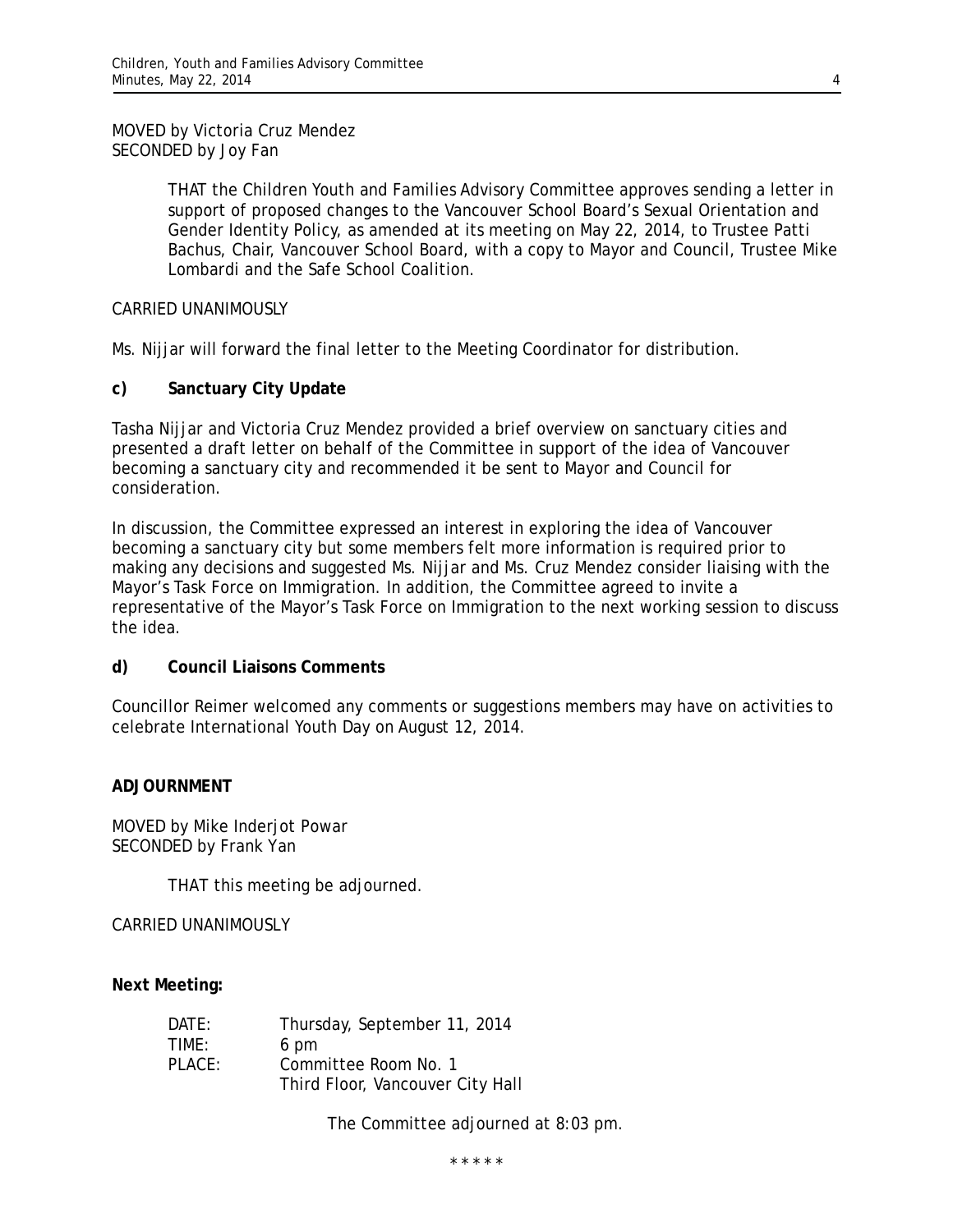MOVED by Victoria Cruz Mendez
SECONDED by Joy Fan

> THAT the Children Youth and Families Advisory Committee approves sending a letter in support of proposed changes to the Vancouver School Board's Sexual Orientation and Gender Identity Policy, as amended at its meeting on May 22, 2014, to Trustee Patti Bachus, Chair, Vancouver School Board, with a copy to Mayor and Council, Trustee Mike Lombardi and the Safe School Coalition.

CARRIED UNANIMOUSLY

Ms. Nijjar will forward the final letter to the Meeting Coordinator for distribution.

**c) Sanctuary City Update**

Tasha Nijjar and Victoria Cruz Mendez provided a brief overview on sanctuary cities and presented a draft letter on behalf of the Committee in support of the idea of Vancouver becoming a sanctuary city and recommended it be sent to Mayor and Council for consideration.

In discussion, the Committee expressed an interest in exploring the idea of Vancouver becoming a sanctuary city but some members felt more information is required prior to making any decisions and suggested Ms. Nijjar and Ms. Cruz Mendez consider liaising with the Mayor's Task Force on Immigration. In addition, the Committee agreed to invite a representative of the Mayor's Task Force on Immigration to the next working session to discuss the idea.

**d) Council Liaisons Comments**

Councillor Reimer welcomed any comments or suggestions members may have on activities to celebrate International Youth Day on August 12, 2014.

**ADJOURNMENT**

MOVED by Mike Inderjot Powar
SECONDED by Frank Yan

> THAT this meeting be adjourned.

CARRIED UNANIMOUSLY

**Next Meeting:**

| | |
|---|---|
| DATE: | Thursday, September 11, 2014 |
| TIME: | 6 pm |
| PLACE: | Committee Room No. 1<br>Third Floor, Vancouver City Hall |

The Committee adjourned at 8:03 pm.

\* \* \* \* \*